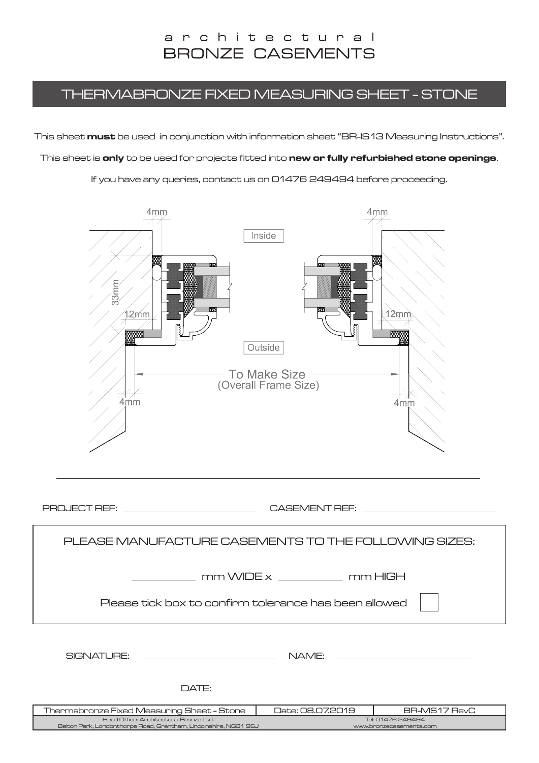# architectural BRONZE CASEMENTS

## THERMABRONZE FIXED MEASURING SHEET - STONE

This sheet **must** be used in conjunction with information sheet "BR-IS13 Measuring Instructions".

This sheet is **only** to be used for projects fitted into **new or fully refurbished stone openings**.

If you have any queries, contact us on 01476 249494 before proceeding.

4mm 4mm

Inside

33mm

12mm 12mm

Outside

To Make Size
(Overall Frame Size)

4mm 4mm

PROJECT REF: ______________________ CASEMENT REF: ______________________

PLEASE MANUFACTURE CASEMENTS TO THE FOLLOWING SIZES:

__________ mm WIDE x __________ mm HIGH

Please tick box to confirm tolerance has been allowed ☐

SIGNATURE: ______________________ NAME: ______________________

DATE:

| Thermabronze Fixed Measuring Sheet - Stone | Date: 08.07.2019 | BR-MS17 RevC |
|---|---|---|
| Head Office: Architectural Bronze Ltd. Belton Park, Londonthorpe Road, Grantham, Lincolnshire, NG31 9SJ | Tel: 01476 249494 www.bronzecasements.com | |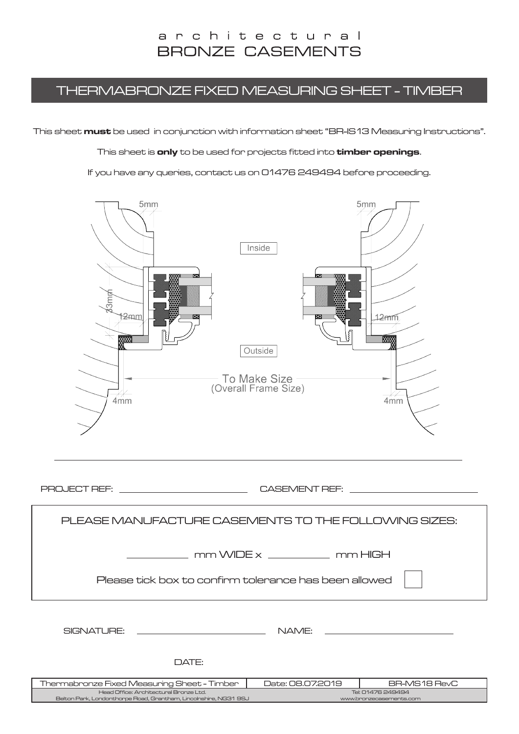# architectural BRONZE CASEMENTS

## THERMABRONZE FIXED MEASURING SHEET - TIMBER

This sheet **must** be used in conjunction with information sheet "BR-IS13 Measuring Instructions".

This sheet is **only** to be used for projects fitted into **timber openings**.

If you have any queries, contact us on 01476 249494 before proceeding.

5mm

5mm

Inside

33mm

12mm

12mm

Outside

To Make Size
(Overall Frame Size)

4mm

4mm

PROJECT REF: ____________________ CASEMENT REF: ____________________

PLEASE MANUFACTURE CASEMENTS TO THE FOLLOWING SIZES:

__________ mm WIDE x __________ mm HIGH

Please tick box to confirm tolerance has been allowed ☐

SIGNATURE: ____________________ NAME: ____________________

DATE:

| Thermabronze Fixed Measuring Sheet - Timber | Date: 08.07.2019 | BR-MS18 RevC |
| --- | --- | --- |
| Head Office: Architectural Bronze Ltd. Belton Park, Londonthorpe Road, Grantham, Lincolnshire, NG31 9SJ | Tel: 01476 249494 www.bronzecasements.com | |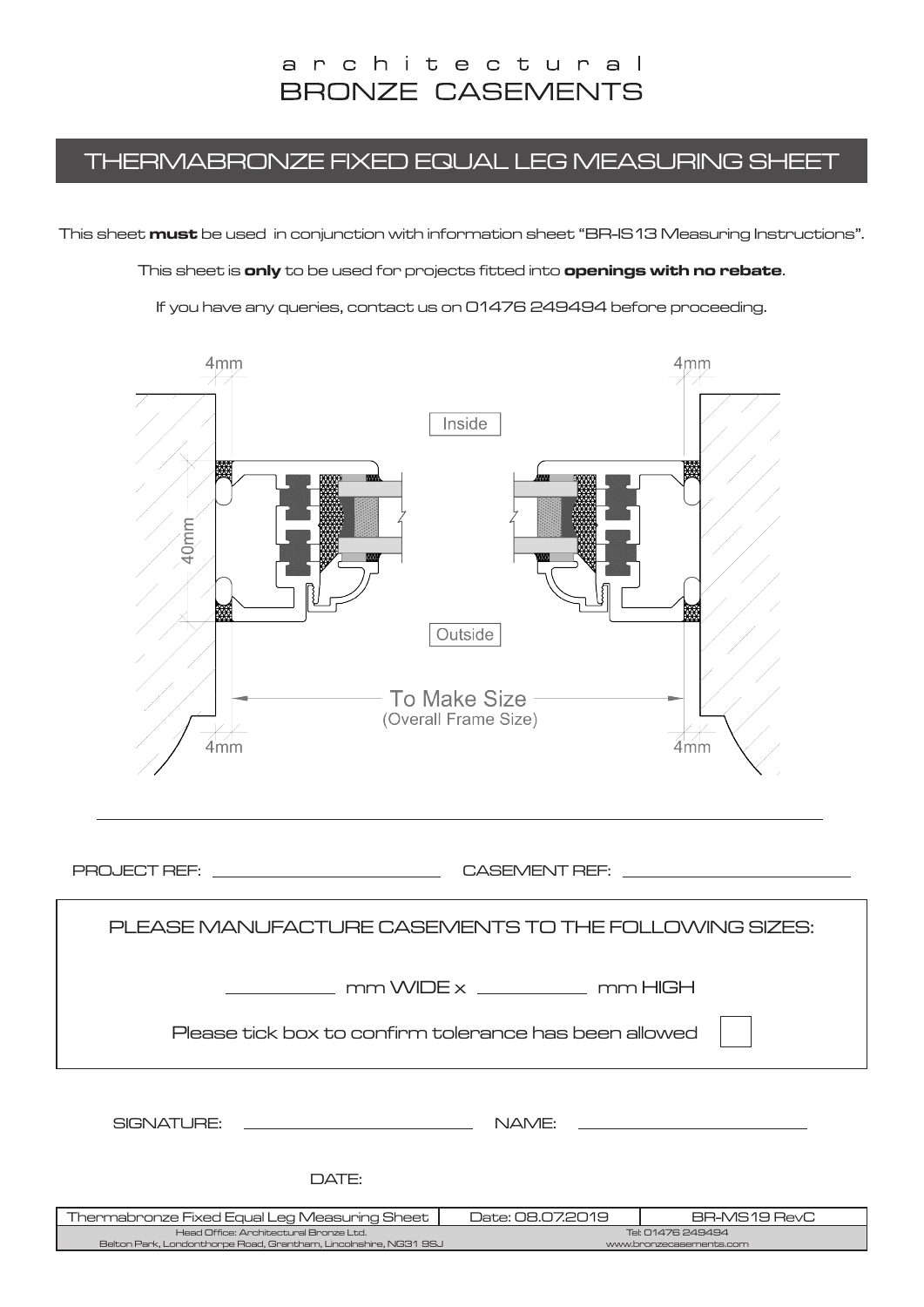architectural
BRONZE CASEMENTS

# THERMABRONZE FIXED EQUAL LEG MEASURING SHEET

This sheet **must** be used in conjunction with information sheet "BR-IS13 Measuring Instructions".

This sheet is **only** to be used for projects fitted into **openings with no rebate**.

If you have any queries, contact us on 01476 249494 before proceeding.

4mm 4mm

Inside

40mm

Outside

To Make Size
(Overall Frame Size)

4mm 4mm

PROJECT REF: ______________________ CASEMENT REF: ______________________

PLEASE MANUFACTURE CASEMENTS TO THE FOLLOWING SIZES:

__________ mm WIDE x __________ mm HIGH

Please tick box to confirm tolerance has been allowed ☐

SIGNATURE: ______________________ NAME: ______________________

DATE:

| Thermabronze Fixed Equal Leg Measuring Sheet | Date: 08.07.2019 | BR-MS19 RevC |
|---|---|---|
| Head Office: Architectural Bronze Ltd. Belton Park, Londonthorpe Road, Grantham, Lincolnshire, NG31 9SJ | Tel: 01476 249494 www.bronzecasements.com | |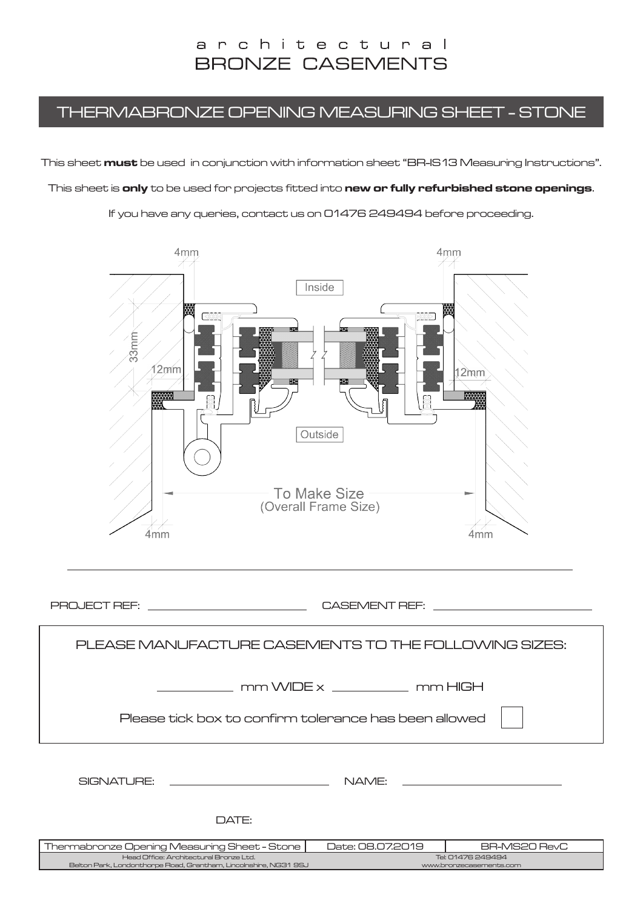# architectural BRONZE CASEMENTS

## THERMABRONZE OPENING MEASURING SHEET - STONE

This sheet **must** be used in conjunction with information sheet "BR-IS13 Measuring Instructions".

This sheet is **only** to be used for projects fitted into **new or fully refurbished stone openings**.

If you have any queries, contact us on 01476 249494 before proceeding.

4mm 4mm

Inside

33mm

12mm 12mm

Outside

To Make Size
(Overall Frame Size)

4mm 4mm

PROJECT REF: ______________________ CASEMENT REF: ______________________

PLEASE MANUFACTURE CASEMENTS TO THE FOLLOWING SIZES:

__________ mm WIDE x __________ mm HIGH

Please tick box to confirm tolerance has been allowed ☐

SIGNATURE: ______________________ NAME: ______________________

DATE:

| Thermabronze Opening Measuring Sheet - Stone | Date: 08.07.2019 | BR-MS20 RevC |
|---|---|---|
| Head Office: Architectural Bronze Ltd. Belton Park, Londonthorpe Road, Grantham, Lincolnshire, NG31 9SJ | | Tel: 01476 249494 www.bronzecasements.com |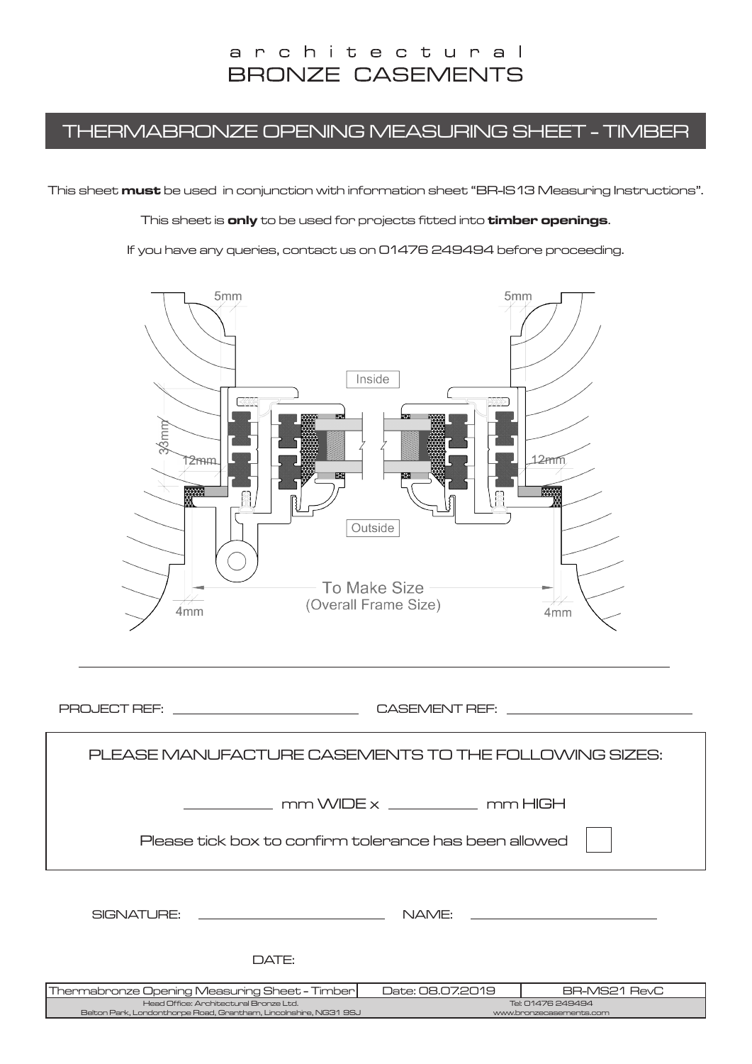a r c h i t e c t u r a l
BRONZE CASEMENTS

# THERMABRONZE OPENING MEASURING SHEET - TIMBER

This sheet **must** be used in conjunction with information sheet "BR-IS13 Measuring Instructions".

This sheet is **only** to be used for projects fitted into **timber openings**.

If you have any queries, contact us on 01476 249494 before proceeding.

5mm 5mm

Inside

33mm

12mm 12mm

Outside

To Make Size
(Overall Frame Size)

4mm 4mm

PROJECT REF: ______________________ CASEMENT REF: ______________________

PLEASE MANUFACTURE CASEMENTS TO THE FOLLOWING SIZES:

__________ mm WIDE x __________ mm HIGH

Please tick box to confirm tolerance has been allowed ☐

SIGNATURE: ______________________ NAME: ______________________

DATE:

| Thermabronze Opening Measuring Sheet - Timber | Date: 08.07.2019 | BR-MS21 RevC |
|---|---|---|
| Head Office: Architectural Bronze Ltd. Belton Park, Londonthorpe Road, Grantham, Lincolnshire, NG31 9SJ | Tel: 01476 249494 www.bronzecasements.com | |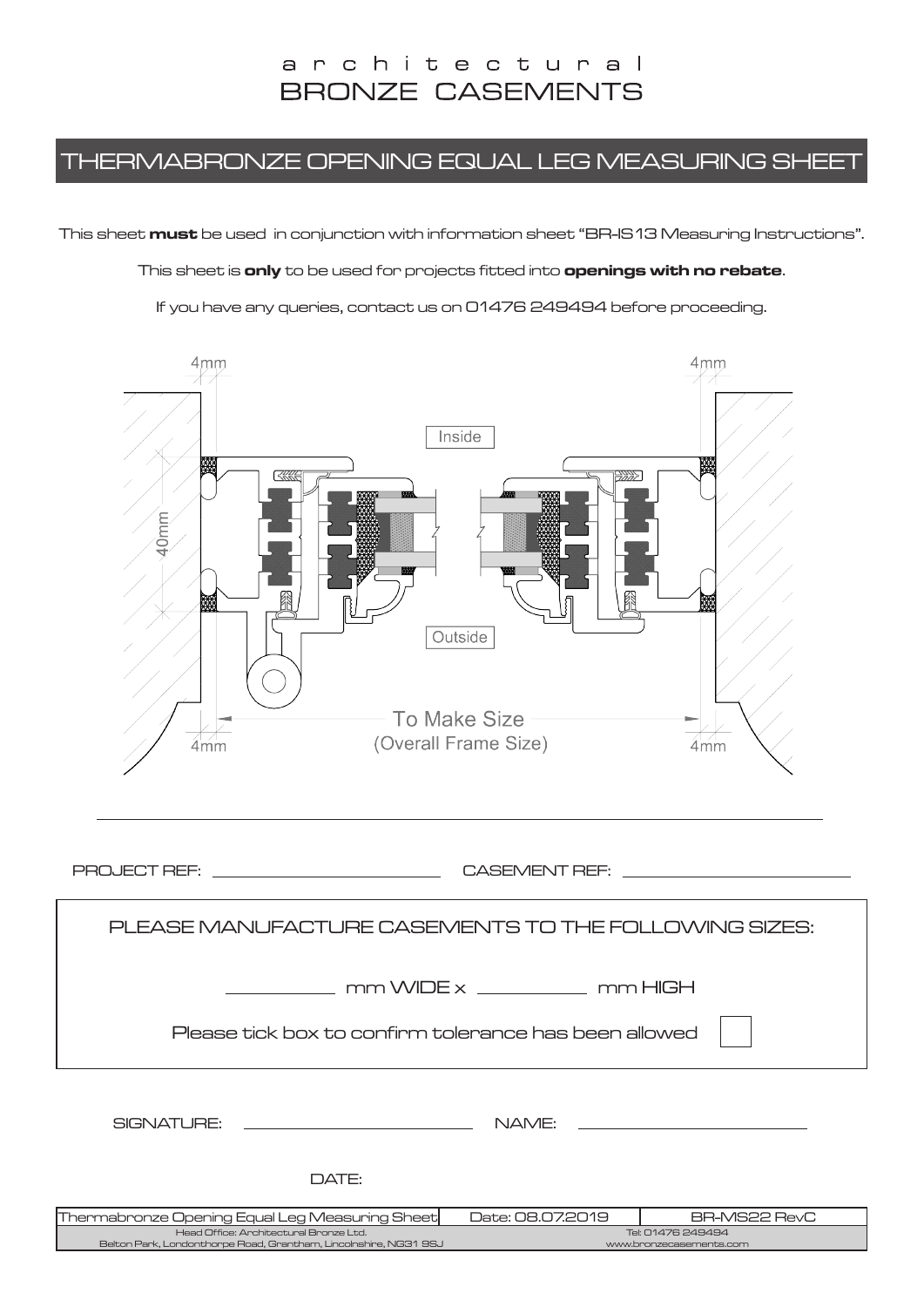architectural
BRONZE CASEMENTS

# THERMABRONZE OPENING EQUAL LEG MEASURING SHEET

This sheet **must** be used in conjunction with information sheet "BR-IS13 Measuring Instructions".

This sheet is **only** to be used for projects fitted into **openings with no rebate**.

If you have any queries, contact us on 01476 249494 before proceeding.

4mm
4mm
Inside
40mm
Outside
To Make Size
(Overall Frame Size)
4mm
4mm

PROJECT REF: ____________________ CASEMENT REF: ____________________

PLEASE MANUFACTURE CASEMENTS TO THE FOLLOWING SIZES:

__________ mm WIDE x __________ mm HIGH

Please tick box to confirm tolerance has been allowed ☐

SIGNATURE: ____________________ NAME: ____________________

DATE:

| | | |
|---|---|---|
| Thermabronze Opening Equal Leg Measuring Sheet | Date: 08.07.2019 | BR-MS22 RevC |
| Head Office: Architectural Bronze Ltd. Belton Park, Londonthorpe Road, Grantham, Lincolnshire, NG31 9SJ | Tel: 01476 249494 www.bronzecasements.com | |